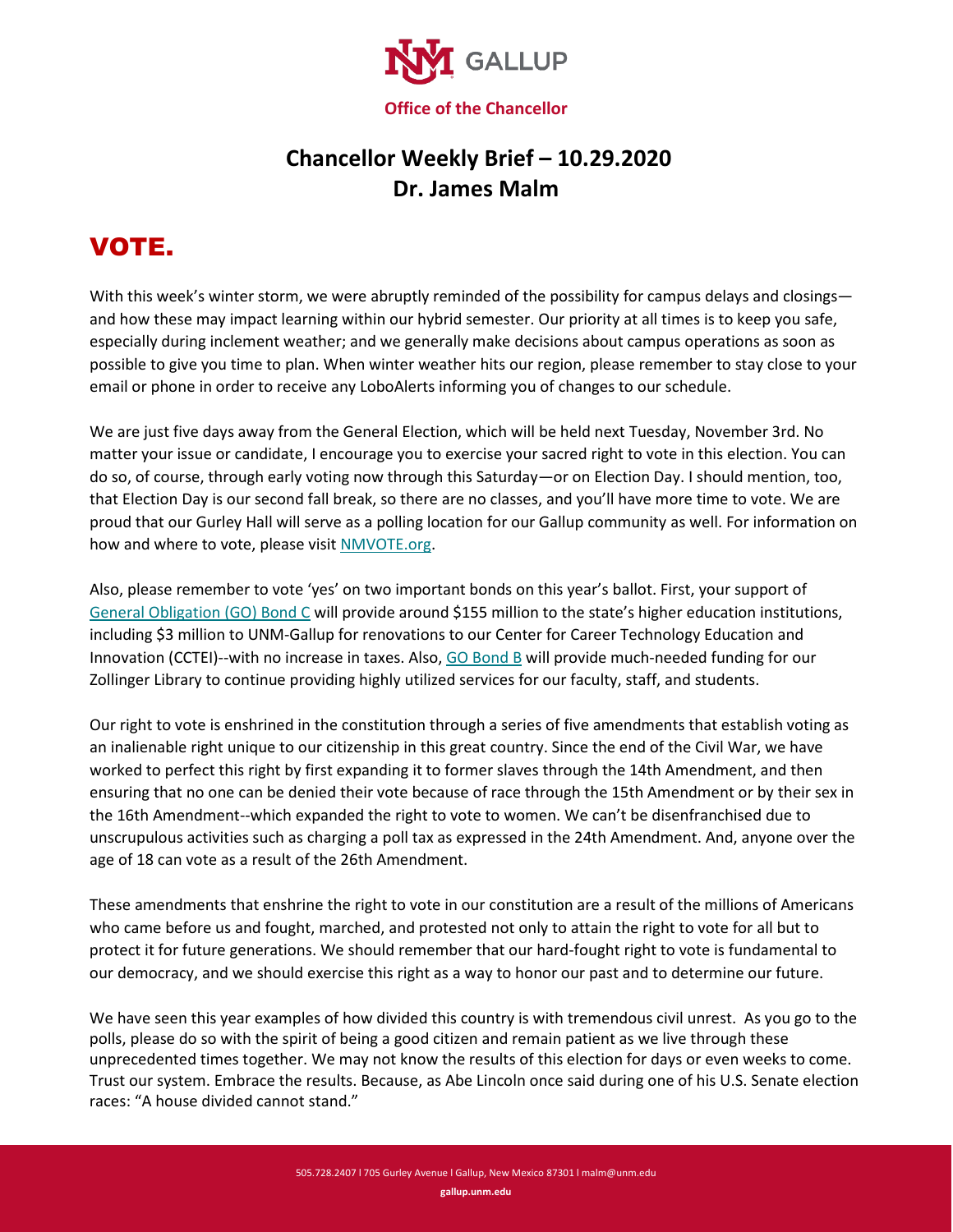# GALLUP

**Office of the Chancellor**

## Chancellor Weekly Brief – 10.29.2020
## Dr. James Malm

# VOTE.

With this week's winter storm, we were abruptly reminded of the possibility for campus delays and closings—and how these may impact learning within our hybrid semester. Our priority at all times is to keep you safe, especially during inclement weather; and we generally make decisions about campus operations as soon as possible to give you time to plan. When winter weather hits our region, please remember to stay close to your email or phone in order to receive any LoboAlerts informing you of changes to our schedule.

We are just five days away from the General Election, which will be held next Tuesday, November 3rd. No matter your issue or candidate, I encourage you to exercise your sacred right to vote in this election. You can do so, of course, through early voting now through this Saturday—or on Election Day. I should mention, too, that Election Day is our second fall break, so there are no classes, and you'll have more time to vote. We are proud that our Gurley Hall will serve as a polling location for our Gallup community as well. For information on how and where to vote, please visit NMVOTE.org.

Also, please remember to vote 'yes' on two important bonds on this year's ballot. First, your support of General Obligation (GO) Bond C will provide around $155 million to the state's higher education institutions, including $3 million to UNM-Gallup for renovations to our Center for Career Technology Education and Innovation (CCTEI)--with no increase in taxes. Also, GO Bond B will provide much-needed funding for our Zollinger Library to continue providing highly utilized services for our faculty, staff, and students.

Our right to vote is enshrined in the constitution through a series of five amendments that establish voting as an inalienable right unique to our citizenship in this great country. Since the end of the Civil War, we have worked to perfect this right by first expanding it to former slaves through the 14th Amendment, and then ensuring that no one can be denied their vote because of race through the 15th Amendment or by their sex in the 16th Amendment--which expanded the right to vote to women. We can't be disenfranchised due to unscrupulous activities such as charging a poll tax as expressed in the 24th Amendment. And, anyone over the age of 18 can vote as a result of the 26th Amendment.

These amendments that enshrine the right to vote in our constitution are a result of the millions of Americans who came before us and fought, marched, and protested not only to attain the right to vote for all but to protect it for future generations. We should remember that our hard-fought right to vote is fundamental to our democracy, and we should exercise this right as a way to honor our past and to determine our future.

We have seen this year examples of how divided this country is with tremendous civil unrest. As you go to the polls, please do so with the spirit of being a good citizen and remain patient as we live through these unprecedented times together. We may not know the results of this election for days or even weeks to come. Trust our system. Embrace the results. Because, as Abe Lincoln once said during one of his U.S. Senate election races: "A house divided cannot stand."

505.728.2407 l 705 Gurley Avenue l Gallup, New Mexico 87301 l malm@unm.edu

gallup.unm.edu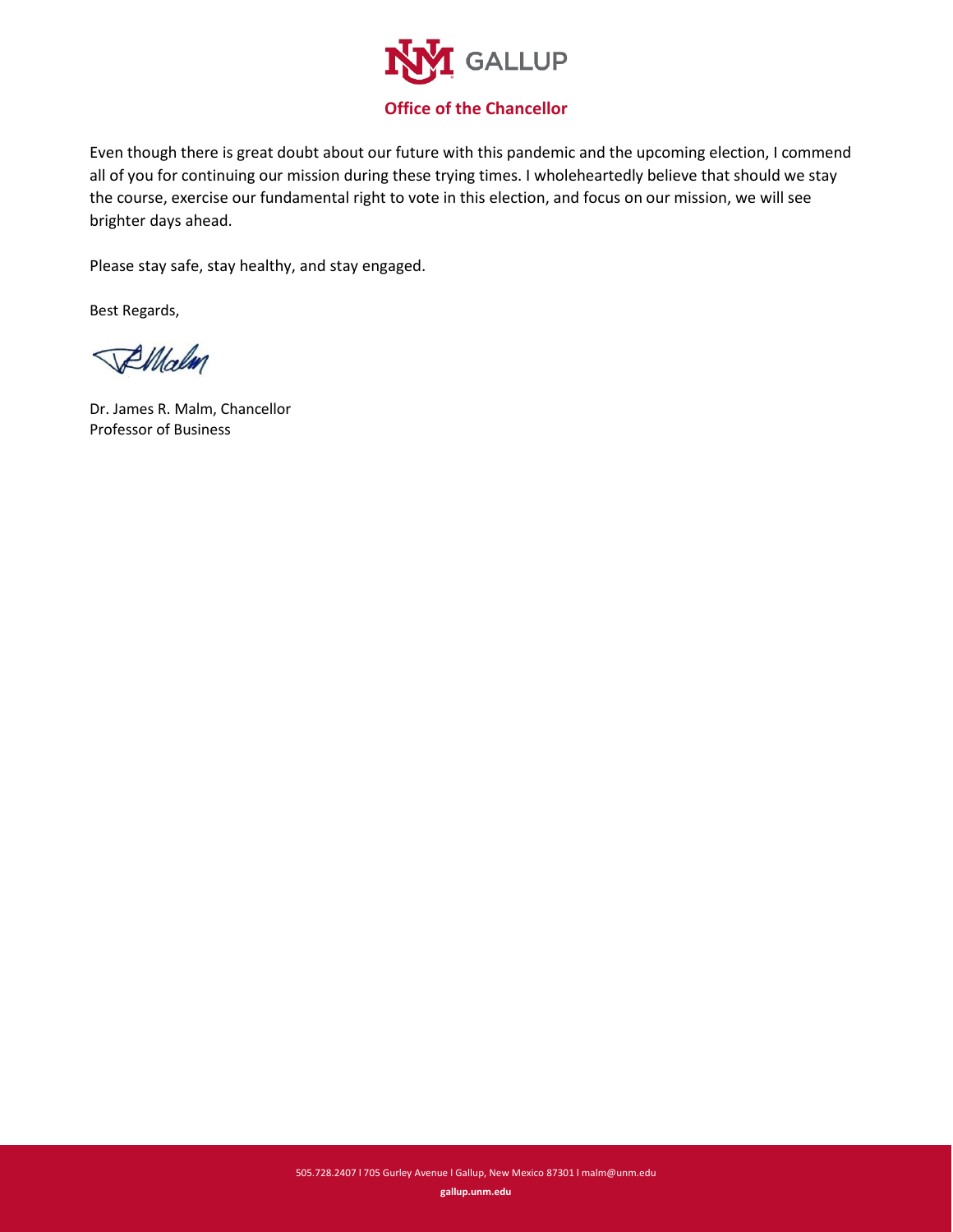Even though there is great doubt about our future with this pandemic and the upcoming election, I commend all of you for continuing our mission during these trying times. I wholeheartedly believe that should we stay the course, exercise our fundamental right to vote in this election, and focus on our mission, we will see brighter days ahead.

Please stay safe, stay healthy, and stay engaged.

Best Regards,

Dr. James R. Malm, Chancellor
Professor of Business